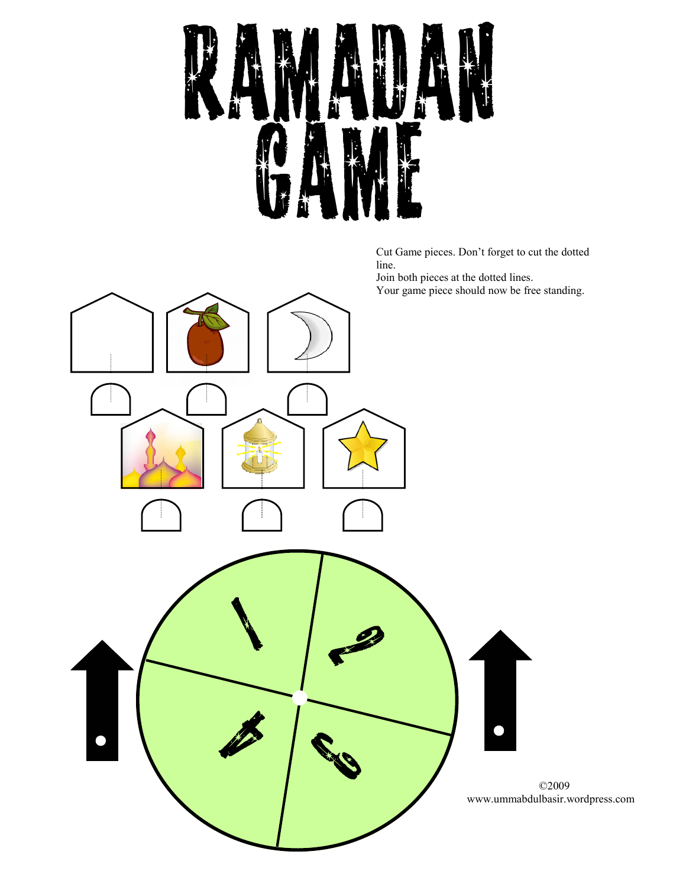# RAMADAN GAME

Cut Game pieces. Don't forget to cut the dotted line.
Join both pieces at the dotted lines.
Your game piece should now be free standing.

1

2

3

4

©2009
www.ummabdulbasir.wordpress.com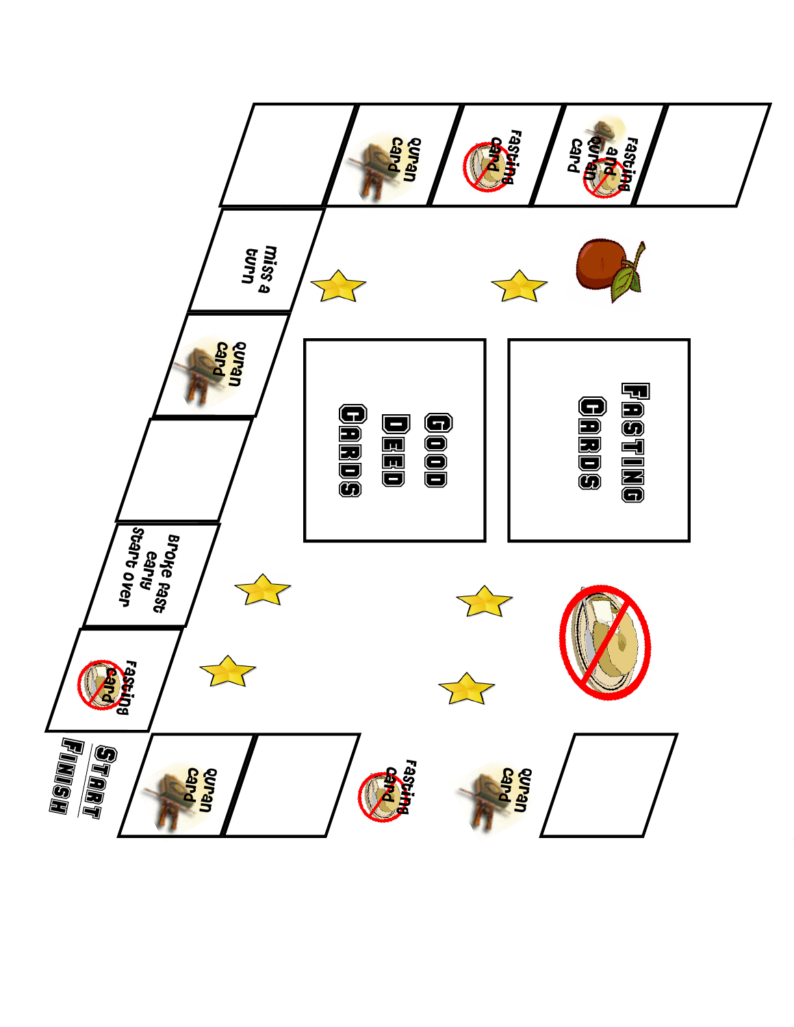START

FINISH

Quran Card

Fasting Card

Quran Card

Fasting Card

Broke fast early Start over

Quran Card

miss a turn

Quran Card

Fasting Card

Fasting and Quran Card

GOOD DEED CARDS

FASTING CARDS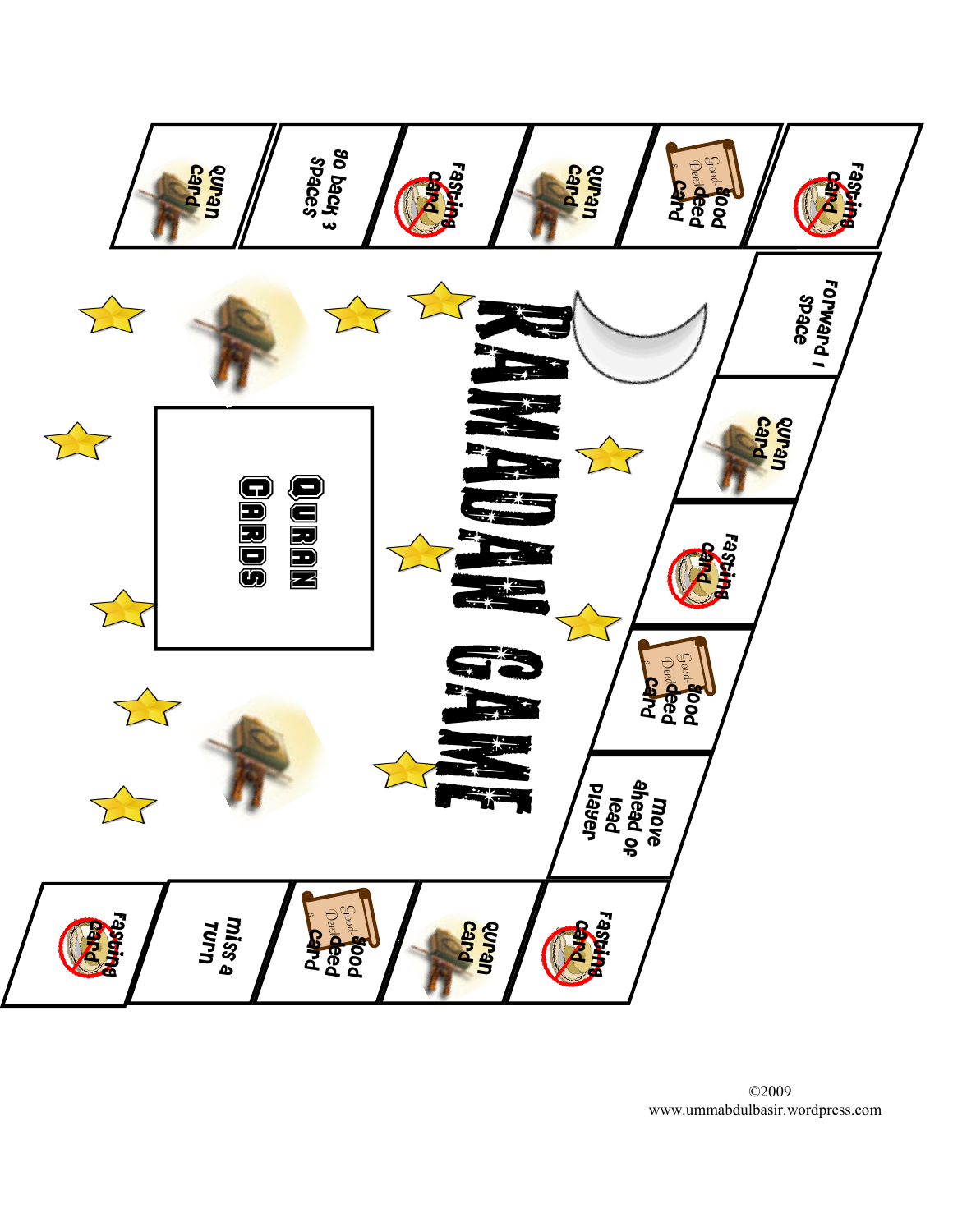# RAMADAN GAME

Quran Card

go back 3 spaces

Fasting Card

Quran Card

Good Deed Card

Fasting Card

Forward 1 Space

Quran Card

Fasting Card

Good Deed Card

move ahead of lead player

Fasting Card

Quran Card

Good Deed Card

miss a Turn

Fasting Card

QURAN CARDS

©2009
www.ummabdulbasir.wordpress.com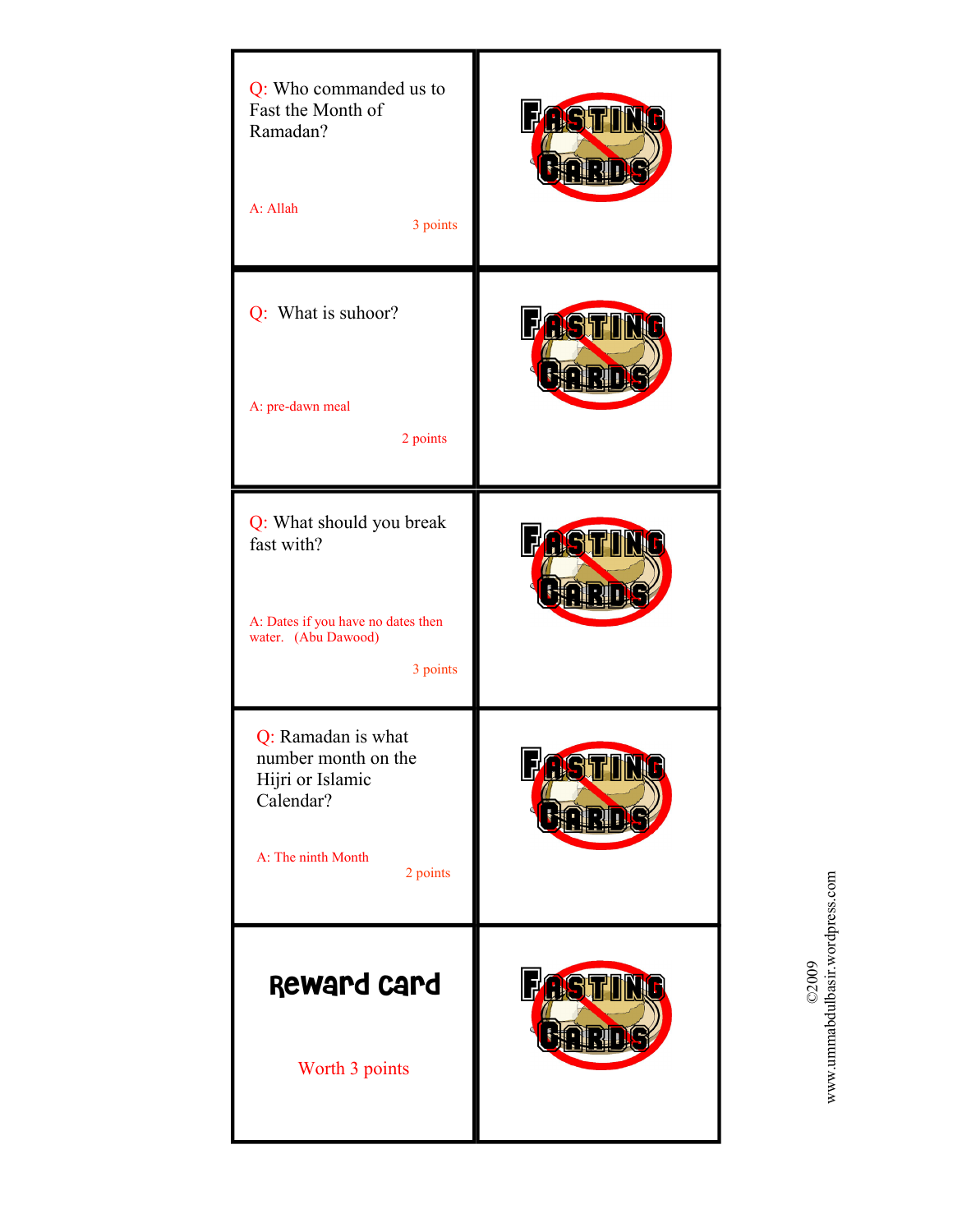Q: Who commanded us to Fast the Month of Ramadan?

A: Allah

3 points

FASTING CARDS

Q: What is suhoor?

A: pre-dawn meal

2 points

FASTING CARDS

Q: What should you break fast with?

A: Dates if you have no dates then water. (Abu Dawood)

3 points

FASTING CARDS

Q: Ramadan is what number month on the Hijri or Islamic Calendar?

A: The ninth Month

2 points

FASTING CARDS

**Reward card**

Worth 3 points

FASTING CARDS

©2009
www.ummabdulbasir.wordpress.com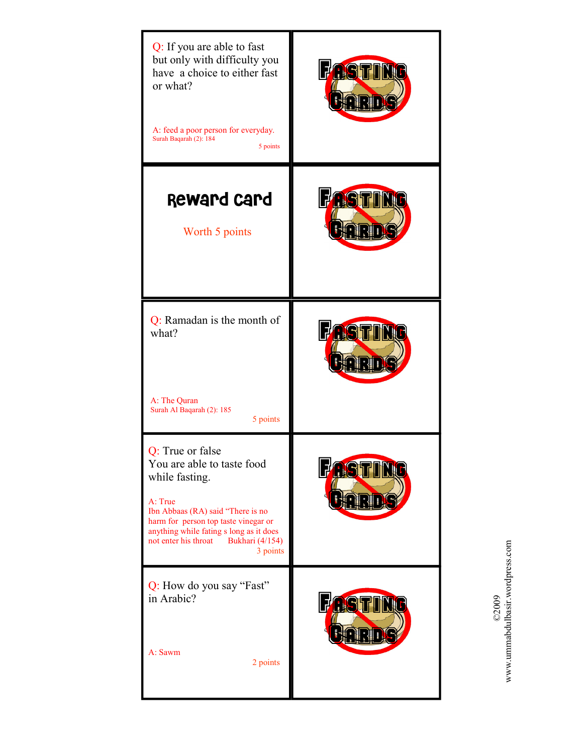Q: If you are able to fast but only with difficulty you have a choice to either fast or what?

A: feed a poor person for everyday.
Surah Baqarah (2): 184

5 points

---

**Reward card**

Worth 5 points

---

Q: Ramadan is the month of what?

A: The Quran
Surah Al Baqarah (2): 185

5 points

---

Q: True or false
You are able to taste food while fasting.

A: True
Ibn Abbaas (RA) said "There is no harm for person top taste vinegar or anything while fating s long as it does not enter his throat Bukhari (4/154)

3 points

---

Q: How do you say "Fast" in Arabic?

A: Sawm

2 points

---

FASTING CARDS

©2009
www.ummabdulbasir.wordpress.com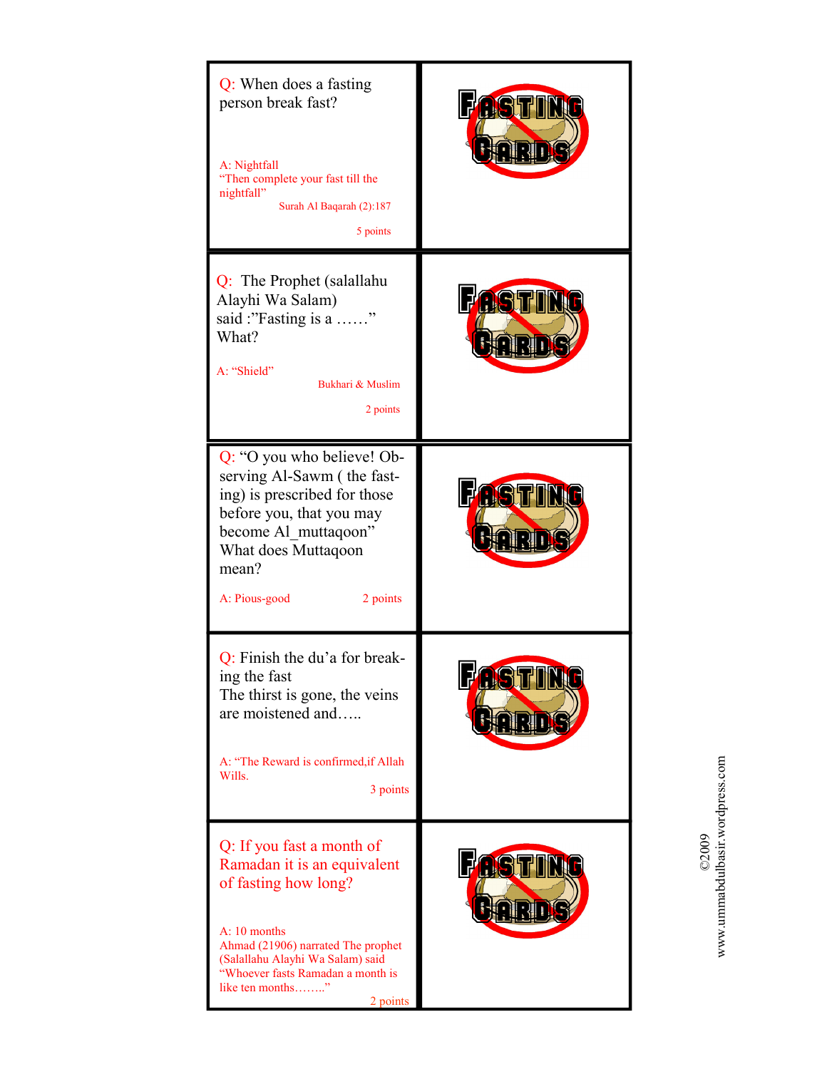Q: When does a fasting person break fast?

A: Nightfall
"Then complete your fast till the nightfall"
Surah Al Baqarah (2):187

5 points

FASTING CARDS

Q: The Prophet (salallahu Alayhi Wa Salam) said :"Fasting is a ……" What?

A: "Shield"
Bukhari & Muslim

2 points

FASTING CARDS

Q: "O you who believe! Observing Al-Sawm ( the fasting) is prescribed for those before you, that you may become Al_muttaqoon" What does Muttaqoon mean?

A: Pious-good 2 points

FASTING CARDS

Q: Finish the du'a for breaking the fast
The thirst is gone, the veins are moistened and…..

A: "The Reward is confirmed,if Allah Wills.
3 points

FASTING CARDS

Q: If you fast a month of Ramadan it is an equivalent of fasting how long?

A: 10 months
Ahmad (21906) narrated The prophet (Salallahu Alayhi Wa Salam) said "Whoever fasts Ramadan a month is like ten months…….."
2 points

FASTING CARDS

©2009
www.ummabdulbasir.wordpress.com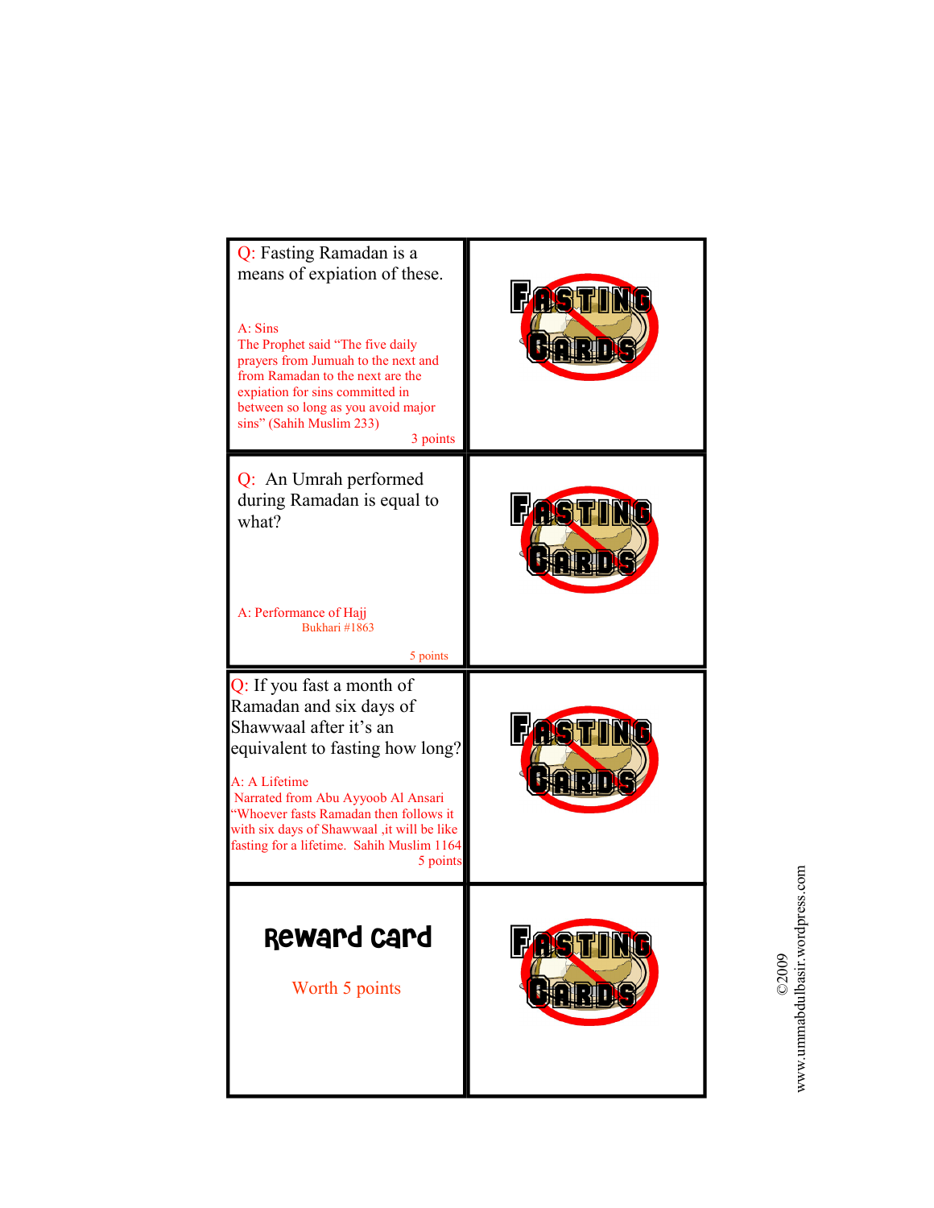Q: Fasting Ramadan is a means of expiation of these.

A: Sins
The Prophet said "The five daily prayers from Jumuah to the next and from Ramadan to the next are the expiation for sins committed in between so long as you avoid major sins" (Sahih Muslim 233)

3 points

FASTING CARDS

Q: An Umrah performed during Ramadan is equal to what?

A: Performance of Hajj
Bukhari #1863

5 points

FASTING CARDS

Q: If you fast a month of Ramadan and six days of Shawwaal after it's an equivalent to fasting how long?

A: A Lifetime
Narrated from Abu Ayyoob Al Ansari
"Whoever fasts Ramadan then follows it with six days of Shawwaal ,it will be like fasting for a lifetime. Sahih Muslim 1164

5 points

FASTING CARDS

**Reward card**

Worth 5 points

FASTING CARDS

©2009
www.ummabdulbasir.wordpress.com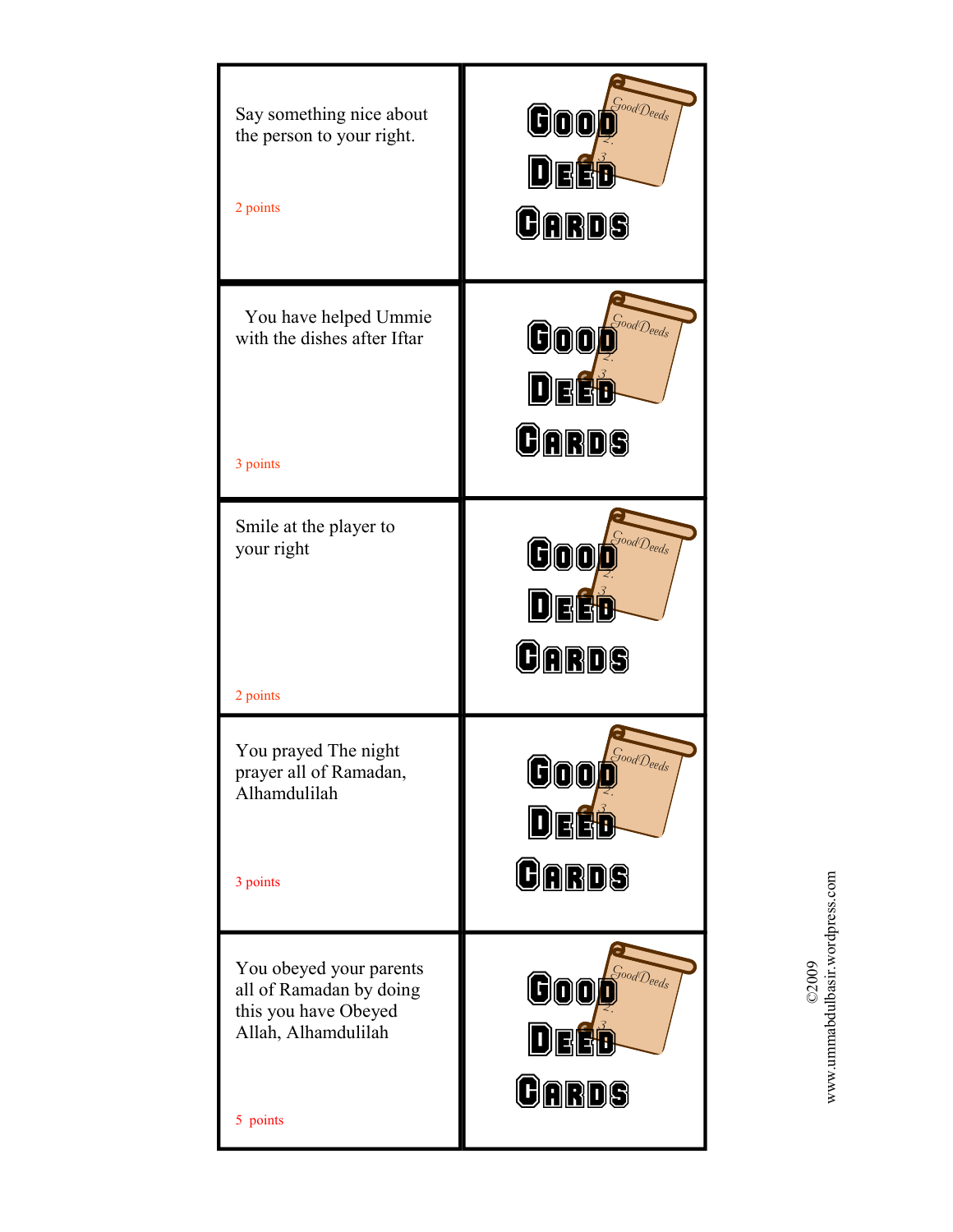| | |
|---|---|
| Say something nice about the person to your right.<br><br>2 points | Good Deed Cards |
| You have helped Ummie with the dishes after Iftar<br><br>3 points | Good Deed Cards |
| Smile at the player to your right<br><br>2 points | Good Deed Cards |
| You prayed The night prayer all of Ramadan, Alhamdulilah<br><br>3 points | Good Deed Cards |
| You obeyed your parents all of Ramadan by doing this you have Obeyed Allah, Alhamdulilah<br><br>5 points | Good Deed Cards |

©2009
www.ummabdulbasir.wordpress.com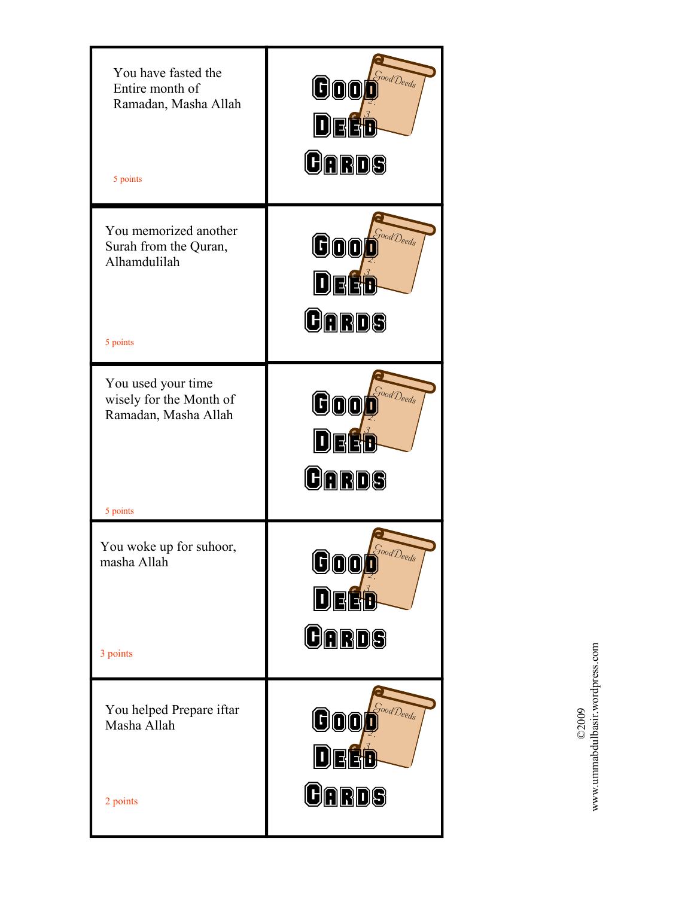| | |
|---|---|
| You have fasted the Entire month of Ramadan, Masha Allah<br><br>5 points | GOOD DEED CARDS |
| You memorized another Surah from the Quran, Alhamdulilah<br><br>5 points | GOOD DEED CARDS |
| You used your time wisely for the Month of Ramadan, Masha Allah<br><br>5 points | GOOD DEED CARDS |
| You woke up for suhoor, masha Allah<br><br>3 points | GOOD DEED CARDS |
| You helped Prepare iftar Masha Allah<br><br>2 points | GOOD DEED CARDS |

©2009 www.ummabdulbasir.wordpress.com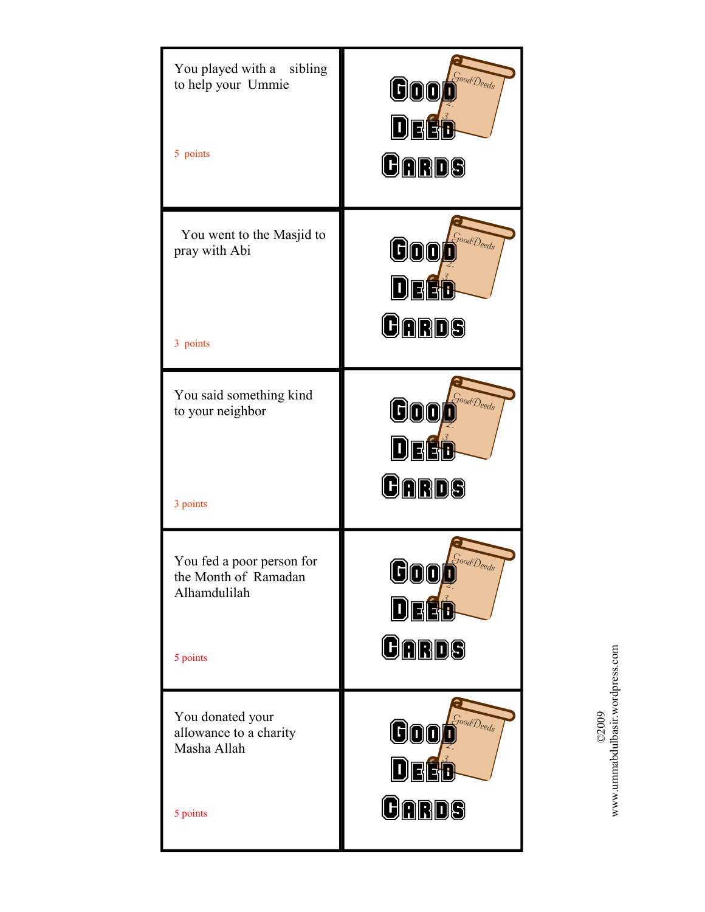| | |
|---|---|
| You played with a sibling to help your Ummie<br><br>5 points | Good Deed Cards |
| You went to the Masjid to pray with Abi<br><br>3 points | Good Deed Cards |
| You said something kind to your neighbor<br><br>3 points | Good Deed Cards |
| You fed a poor person for the Month of Ramadan Alhamdulilah<br><br>5 points | Good Deed Cards |
| You donated your allowance to a charity Masha Allah<br><br>5 points | Good Deed Cards |

©2009
www.ummabdulbasir.wordpress.com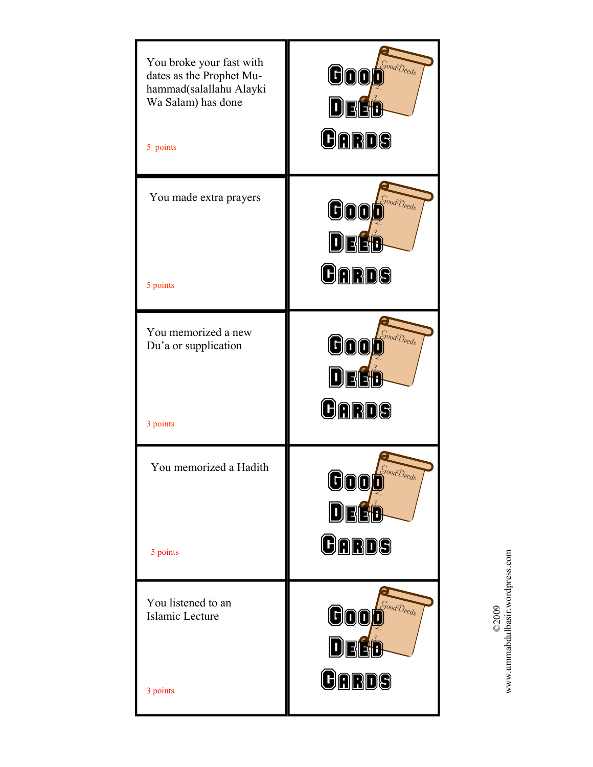You broke your fast with dates as the Prophet Muhammad(salallahu Alayki Wa Salam) has done

5 points

GOOD DEED CARDS

You made extra prayers

5 points

GOOD DEED CARDS

You memorized a new Du’a or supplication

3 points

GOOD DEED CARDS

You memorized a Hadith

5 points

GOOD DEED CARDS

You listened to an Islamic Lecture

3 points

GOOD DEED CARDS

©2009
www.ummabdulbasir.wordpress.com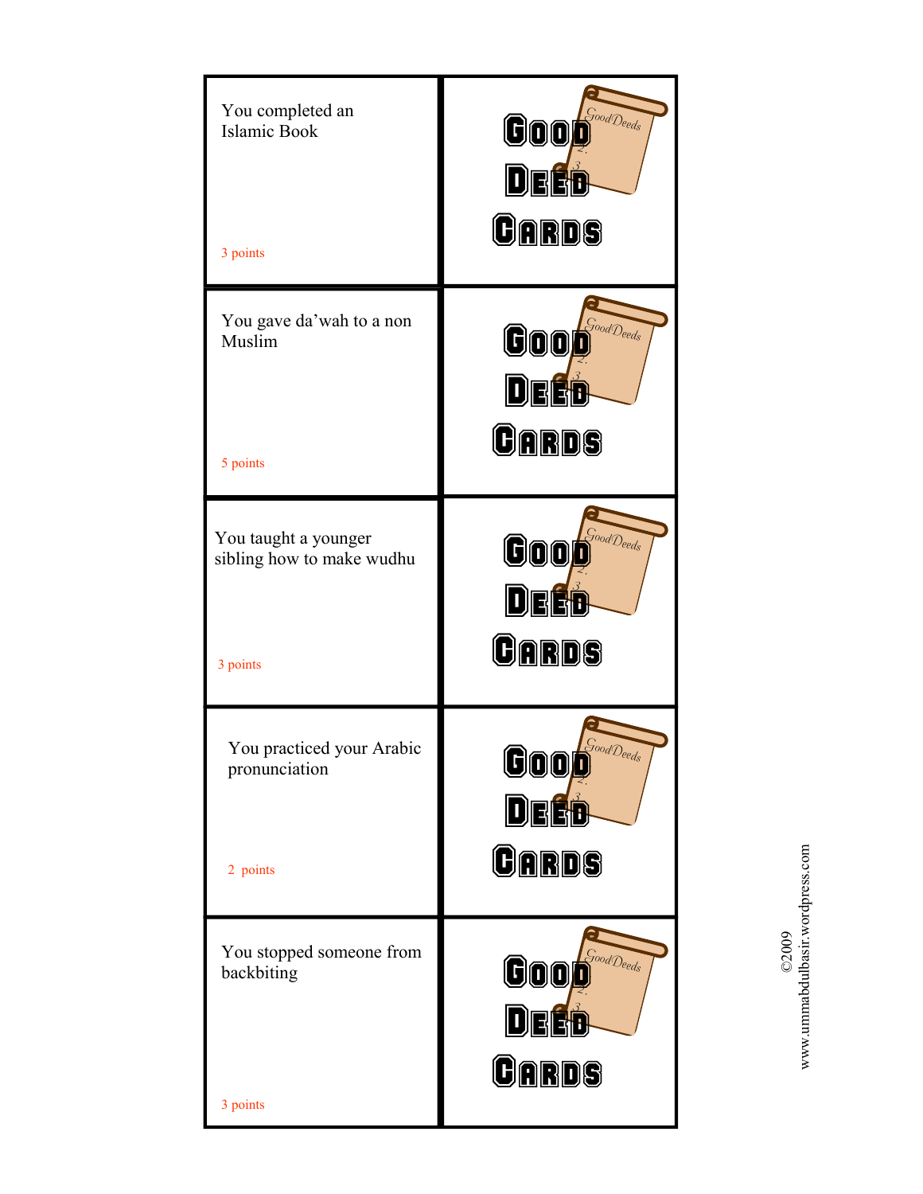| | |
|---|---|
| You completed an Islamic Book<br><br>3 points | GOOD DEED CARDS |
| You gave da'wah to a non Muslim<br><br>5 points | GOOD DEED CARDS |
| You taught a younger sibling how to make wudhu<br><br>3 points | GOOD DEED CARDS |
| You practiced your Arabic pronunciation<br><br>2 points | GOOD DEED CARDS |
| You stopped someone from backbiting<br><br>3 points | GOOD DEED CARDS |

©2009
www.ummabdulbasir.wordpress.com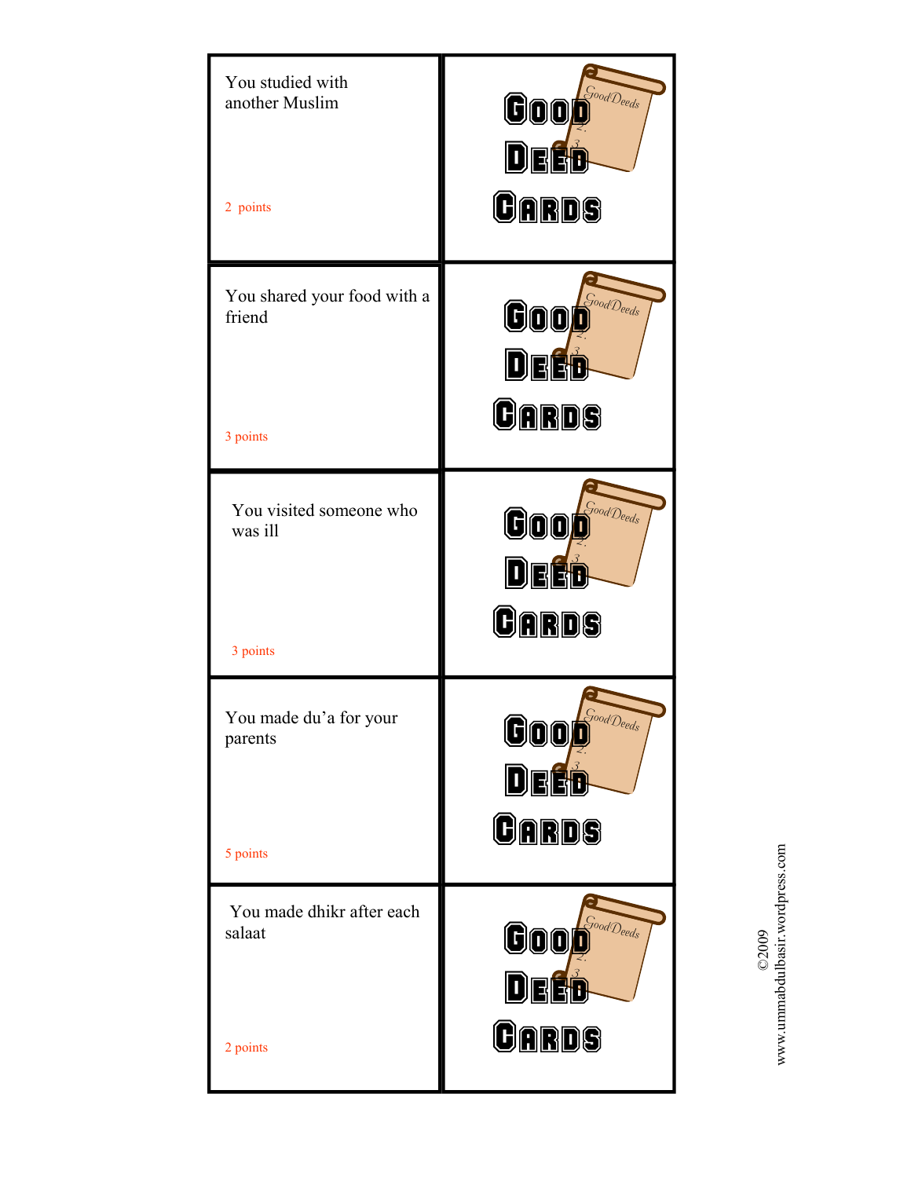| | |
|---|---|
| You studied with another Muslim<br><br>2 points | GOOD DEED CARDS |
| You shared your food with a friend<br><br>3 points | GOOD DEED CARDS |
| You visited someone who was ill<br><br>3 points | GOOD DEED CARDS |
| You made du'a for your parents<br><br>5 points | GOOD DEED CARDS |
| You made dhikr after each salaat<br><br>2 points | GOOD DEED CARDS |

©2009
www.ummabdulbasir.wordpress.com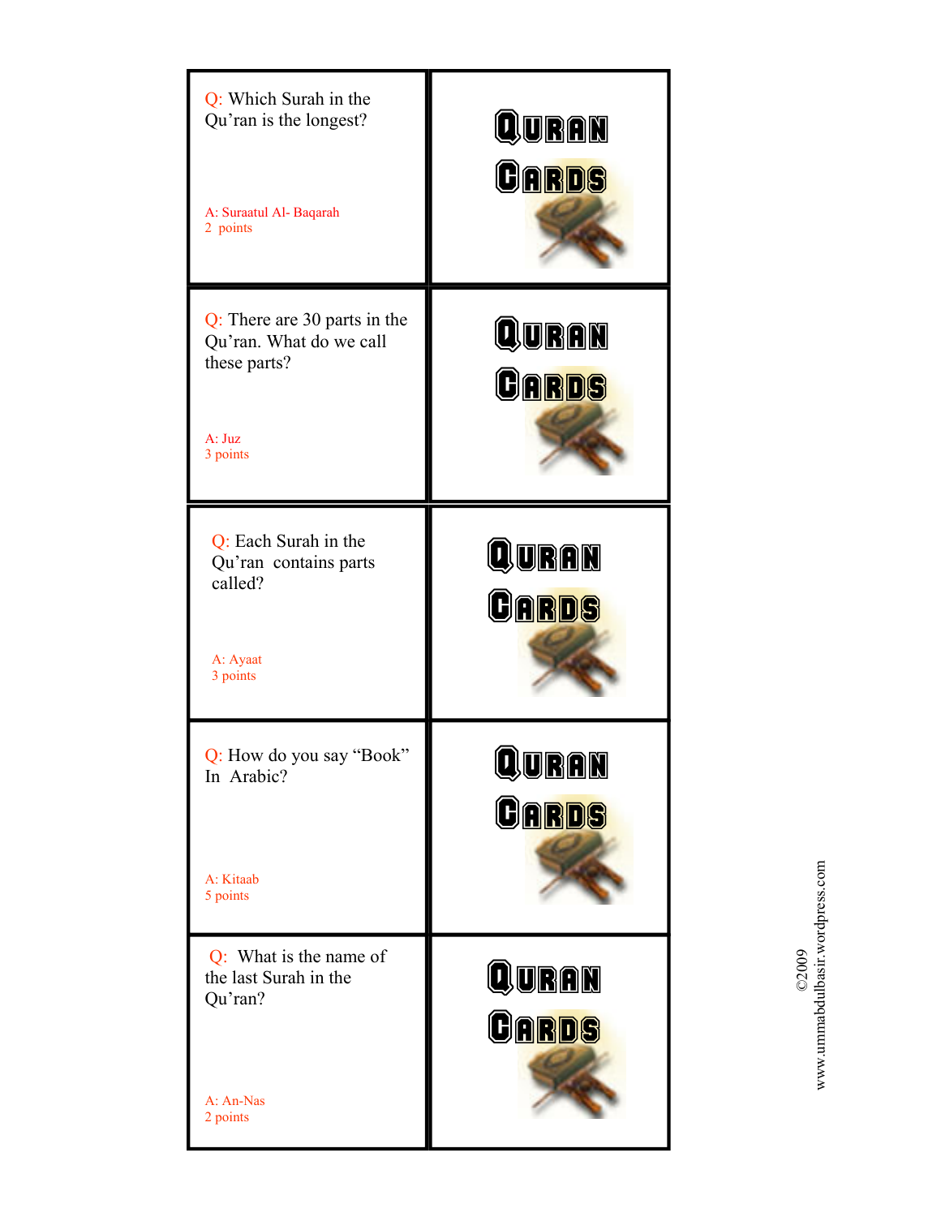Q: Which Surah in the Qu'ran is the longest?

A: Suraatul Al- Baqarah
2 points

QURAN CARDS

Q: There are 30 parts in the Qu'ran. What do we call these parts?

A: Juz
3 points

QURAN CARDS

Q: Each Surah in the Qu'ran contains parts called?

A: Ayaat
3 points

QURAN CARDS

Q: How do you say "Book" In Arabic?

A: Kitaab
5 points

QURAN CARDS

Q: What is the name of the last Surah in the Qu'ran?

A: An-Nas
2 points

QURAN CARDS

©2009
www.ummabdulbasir.wordpress.com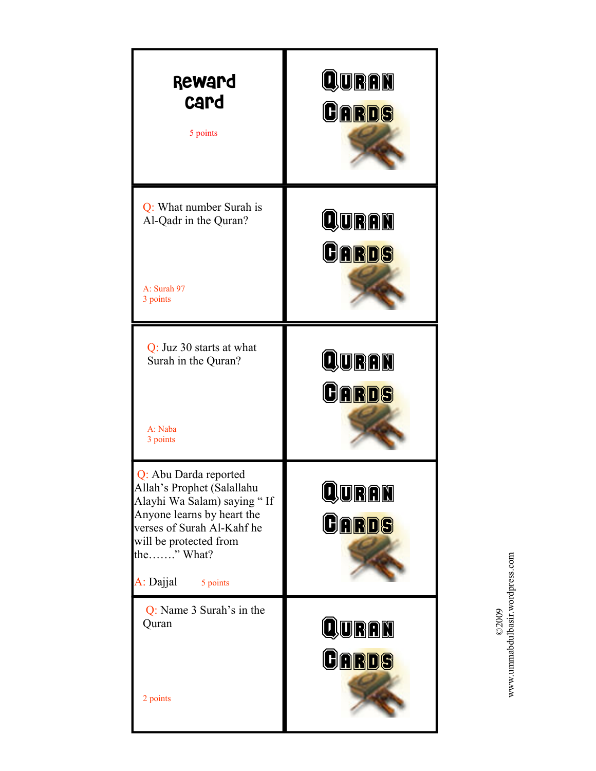# Reward card

5 points

QURAN CARDS

---

Q: What number Surah is Al-Qadr in the Quran?

A: Surah 97
3 points

QURAN CARDS

---

Q: Juz 30 starts at what Surah in the Quran?

A: Naba
3 points

QURAN CARDS

---

Q: Abu Darda reported Allah's Prophet (Salallahu Alayhi Wa Salam) saying " If Anyone learns by heart the verses of Surah Al-Kahf he will be protected from the……." What?

A: Dajjal 5 points

QURAN CARDS

---

Q: Name 3 Surah's in the Quran

2 points

QURAN CARDS

©2009
www.ummabdulbasir.wordpress.com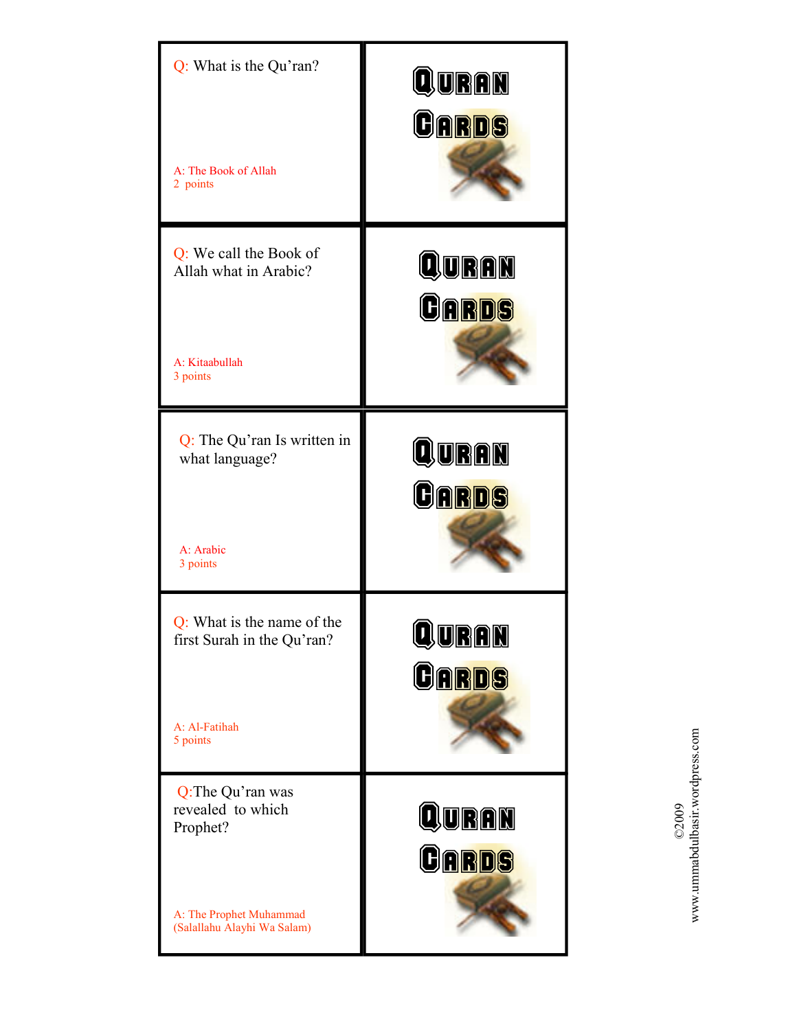Q: What is the Qu'ran?

A: The Book of Allah
2 points

QURAN CARDS

Q: We call the Book of Allah what in Arabic?

A: Kitaabullah
3 points

QURAN CARDS

Q: The Qu'ran Is written in what language?

A: Arabic
3 points

QURAN CARDS

Q: What is the name of the first Surah in the Qu'ran?

A: Al-Fatihah
5 points

QURAN CARDS

Q:The Qu'ran was revealed to which Prophet?

A: The Prophet Muhammad (Salallahu Alayhi Wa Salam)

QURAN CARDS

©2009
www.ummabdulbasir.wordpress.com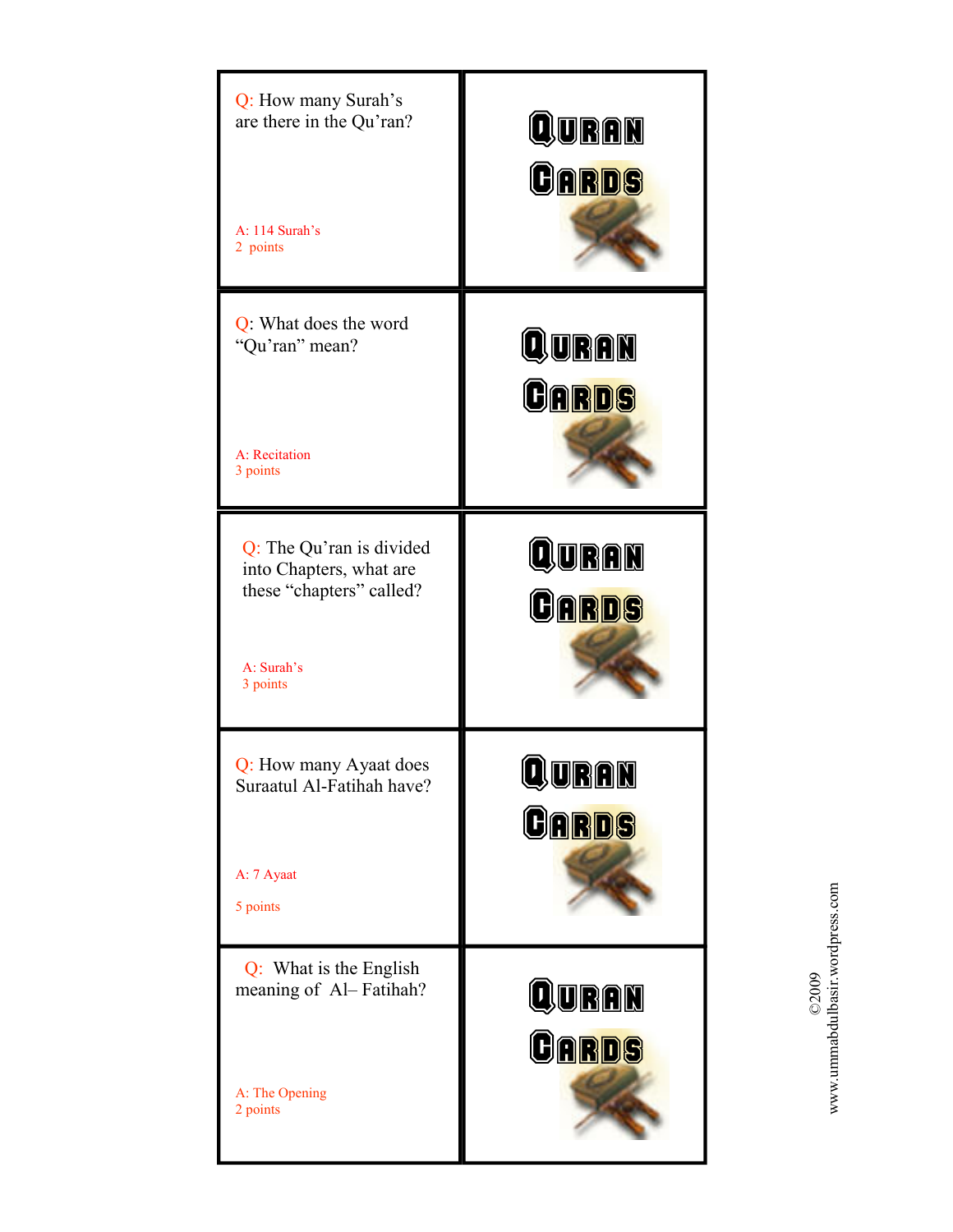Q: How many Surah's are there in the Qu'ran?

A: 114 Surah's
2 points

QURAN CARDS

Q: What does the word "Qu'ran" mean?

A: Recitation
3 points

QURAN CARDS

Q: The Qu'ran is divided into Chapters, what are these "chapters" called?

A: Surah's
3 points

QURAN CARDS

Q: How many Ayaat does Suraatul Al-Fatihah have?

A: 7 Ayaat

5 points

QURAN CARDS

Q: What is the English meaning of Al– Fatihah?

A: The Opening
2 points

QURAN CARDS

©2009
www.ummabdulbasir.wordpress.com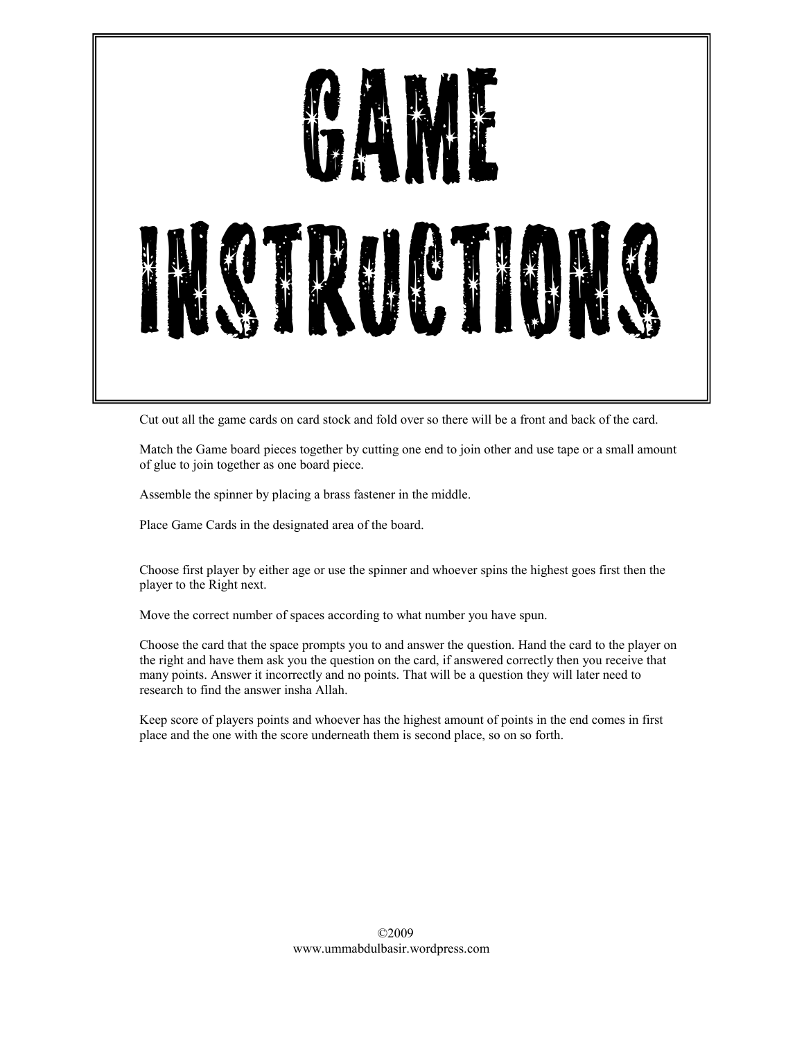# GAME INSTRUCTIONS

Cut out all the game cards on card stock and fold over so there will be a front and back of the card.

Match the Game board pieces together by cutting one end to join other and use tape or a small amount of glue to join together as one board piece.

Assemble the spinner by placing a brass fastener in the middle.

Place Game Cards in the designated area of the board.

Choose first player by either age or use the spinner and whoever spins the highest goes first then the player to the Right next.

Move the correct number of spaces according to what number you have spun.

Choose the card that the space prompts you to and answer the question. Hand the card to the player on the right and have them ask you the question on the card, if answered correctly then you receive that many points. Answer it incorrectly and no points. That will be a question they will later need to research to find the answer insha Allah.

Keep score of players points and whoever has the highest amount of points in the end comes in first place and the one with the score underneath them is second place, so on so forth.

©2009
www.ummabdulbasir.wordpress.com